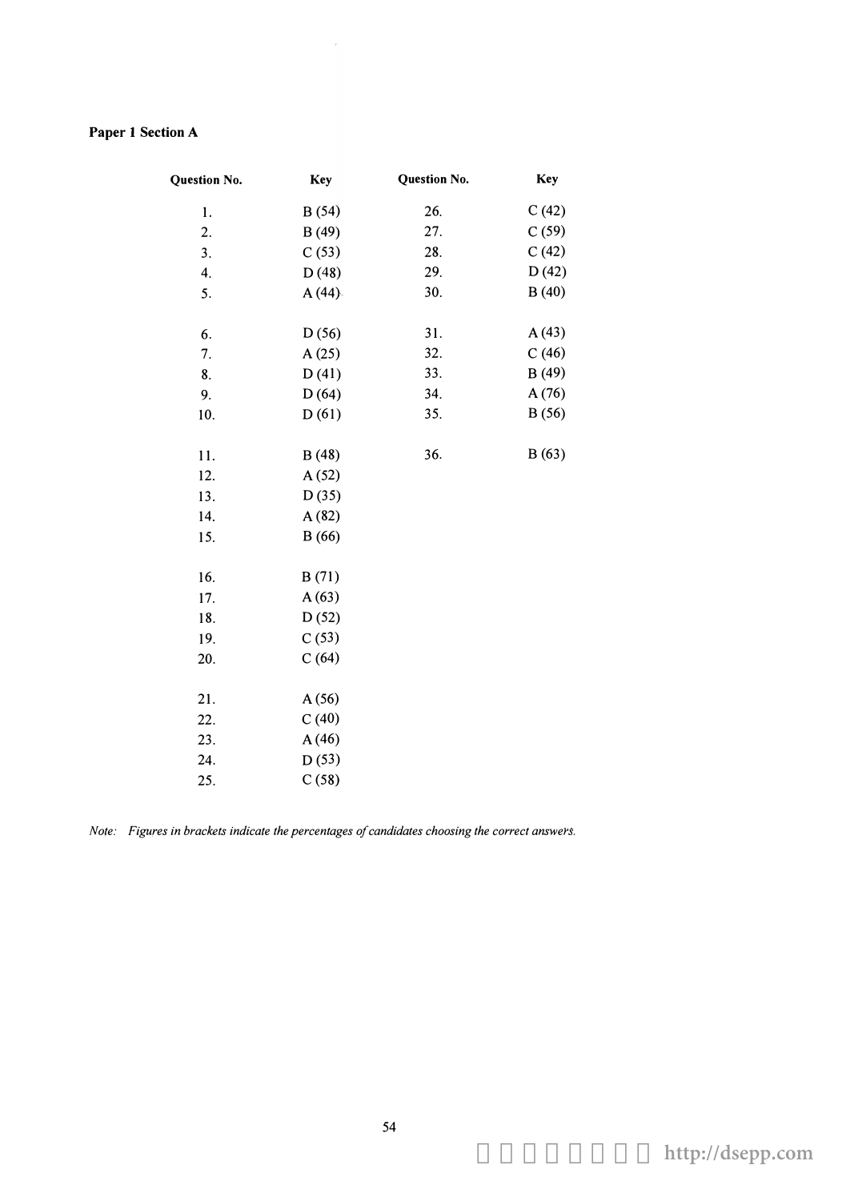**Paper 1 Section A**

| Question No. | Key | Question No. | Key |
|---|---|---|---|
| 1. | B (54) | 26. | C (42) |
| 2. | B (49) | 27. | C (59) |
| 3. | C (53) | 28. | C (42) |
| 4. | D (48) | 29. | D (42) |
| 5. | A (44) | 30. | B (40) |
| 6. | D (56) | 31. | A (43) |
| 7. | A (25) | 32. | C (46) |
| 8. | D (41) | 33. | B (49) |
| 9. | D (64) | 34. | A (76) |
| 10. | D (61) | 35. | B (56) |
| 11. | B (48) | 36. | B (63) |
| 12. | A (52) | | |
| 13. | D (35) | | |
| 14. | A (82) | | |
| 15. | B (66) | | |
| 16. | B (71) | | |
| 17. | A (63) | | |
| 18. | D (52) | | |
| 19. | C (53) | | |
| 20. | C (64) | | |
| 21. | A (56) | | |
| 22. | C (40) | | |
| 23. | A (46) | | |
| 24. | D (53) | | |
| 25. | C (58) | | |

*Note: Figures in brackets indicate the percentages of candidates choosing the correct answers.*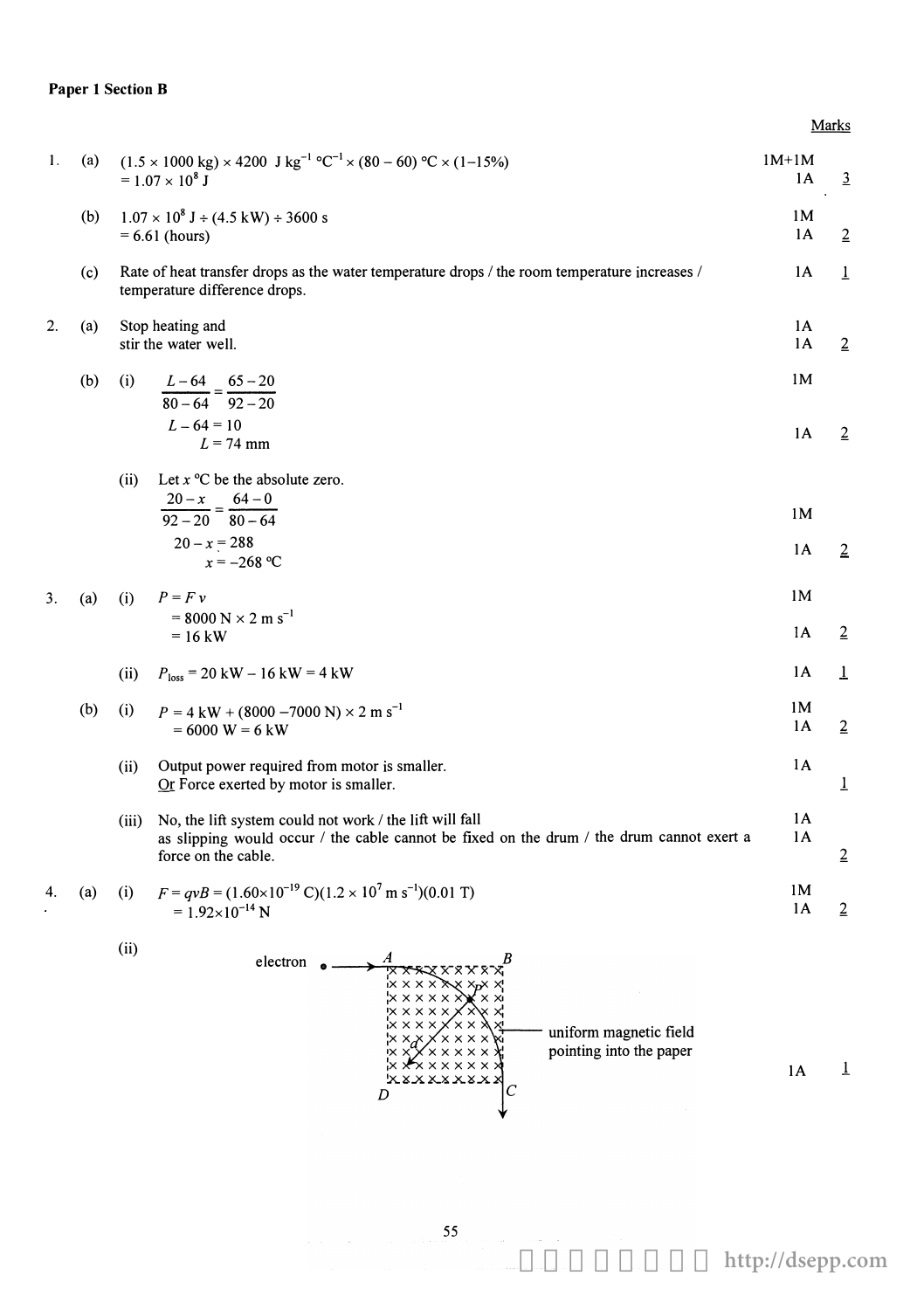**Paper 1 Section B**

| | | | | Marks | |
|---|---|---|---|---|---|
| 1. | (a) | | $(1.5 \times 1000 \text{ kg}) \times 4200 \text{ J kg}^{-1} \text{ °C}^{-1} \times (80 - 60) \text{ °C} \times (1 - 15\%)$ <br> $= 1.07 \times 10^8$ J | 1M+1M <br> 1A | 3 |
| | (b) | | $1.07 \times 10^8 \text{ J} \div (4.5 \text{ kW}) \div 3600 \text{ s}$ <br> = 6.61 (hours) | 1M <br> 1A | 2 |
| | (c) | | Rate of heat transfer drops as the water temperature drops / the room temperature increases / temperature difference drops. | 1A | 1 |
| 2. | (a) | | Stop heating and <br> stir the water well. | 1A <br> 1A | 2 |
| | (b) | (i) | $\dfrac{L - 64}{80 - 64} = \dfrac{65 - 20}{92 - 20}$ <br> $L - 64 = 10$ <br> $L = 74$ mm | 1M <br> 1A | 2 |
| | | (ii) | Let $x$ °C be the absolute zero. <br> $\dfrac{20 - x}{92 - 20} = \dfrac{64 - 0}{80 - 64}$ <br> $20 - x = 288$ <br> $x = -268$ °C | 1M <br> 1A | 2 |
| 3. | (a) | (i) | $P = F v$ <br> $= 8000 \text{ N} \times 2 \text{ m s}^{-1}$ <br> = 16 kW | 1M <br> 1A | 2 |
| | | (ii) | $P_{loss} = 20 \text{ kW} - 16 \text{ kW} = 4 \text{ kW}$ | 1A | 1 |
| | (b) | (i) | $P = 4 \text{ kW} + (8000 - 7000 \text{ N}) \times 2 \text{ m s}^{-1}$ <br> = 6000 W = 6 kW | 1M <br> 1A | 2 |
| | | (ii) | Output power required from motor is smaller. <br> Or Force exerted by motor is smaller. | 1A | 1 |
| | | (iii) | No, the lift system could not work / the lift will fall <br> as slipping would occur / the cable cannot be fixed on the drum / the drum cannot exert a force on the cable. | 1A <br> 1A | 2 |
| 4. | (a) | (i) | $F = qvB = (1.60 \times 10^{-19} \text{ C})(1.2 \times 10^7 \text{ m s}^{-1})(0.01 \text{ T})$ <br> $= 1.92 \times 10^{-14}$ N | 1M <br> 1A | 2 |
| | | (ii) | electron <br> A B C D P d <br> uniform magnetic field pointing into the paper | 1A | 1 |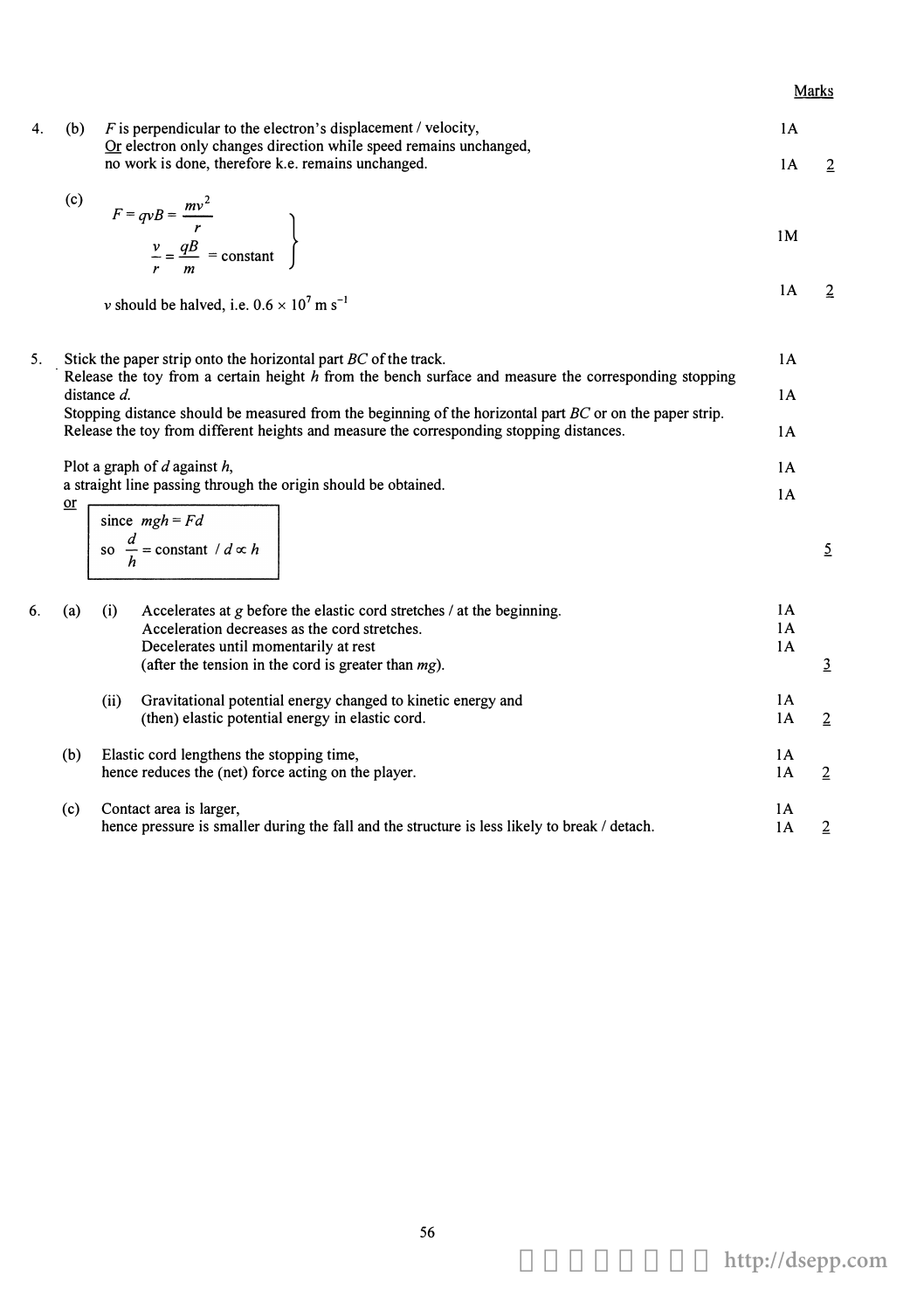Marks

4\. (b) $F$ is perpendicular to the electron's displacement / velocity, **1A**
*Or* electron only changes direction while speed remains unchanged,
no work is done, therefore k.e. remains unchanged. **1A** 2

(c)
$$F = qvB = \frac{mv^2}{r}$$
$$\frac{v}{r} = \frac{qB}{m} = \text{constant}$$
**1M**

$v$ should be halved, i.e. $0.6 \times 10^7$ m s$^{-1}$ **1A** 2

5\. Stick the paper strip onto the horizontal part $BC$ of the track. **1A**
Release the toy from a certain height $h$ from the bench surface and measure the corresponding stopping distance $d$. **1A**
Stopping distance should be measured from the beginning of the horizontal part $BC$ or on the paper strip.
Release the toy from different heights and measure the corresponding stopping distances. **1A**

Plot a graph of $d$ against $h$, **1A**
a straight line passing through the origin should be obtained. **1A**
or

since $mgh = Fd$
so $\frac{d}{h}$ = constant / $d \propto h$

5

6\. (a) (i) Accelerates at $g$ before the elastic cord stretches / at the beginning. **1A**
Acceleration decreases as the cord stretches. **1A**
Decelerates until momentarily at rest **1A**
(after the tension in the cord is greater than $mg$). 3

(ii) Gravitational potential energy changed to kinetic energy and **1A**
(then) elastic potential energy in elastic cord. **1A** 2

(b) Elastic cord lengthens the stopping time, **1A**
hence reduces the (net) force acting on the player. **1A** 2

(c) Contact area is larger, **1A**
hence pressure is smaller during the fall and the structure is less likely to break / detach. **1A** 2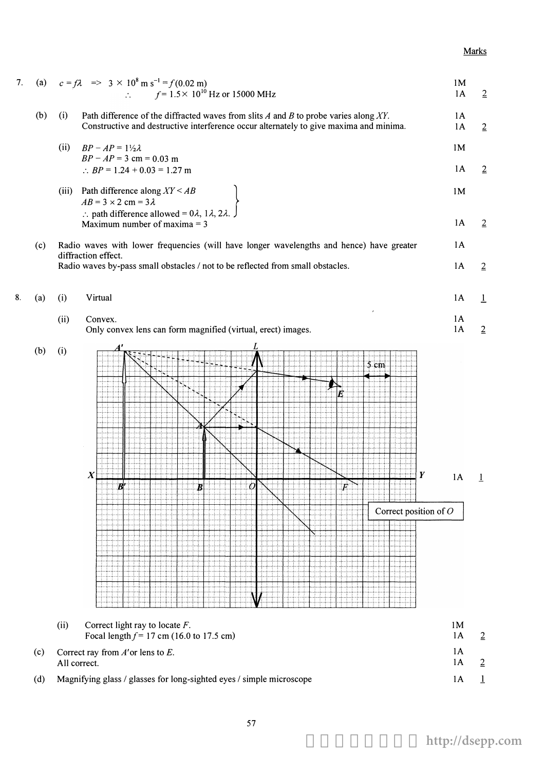Marks

7. (a) $c = f\lambda \Rightarrow 3 \times 10^8 \text{ m s}^{-1} = f(0.02 \text{ m})$ — 1M

$\therefore \quad f = 1.5 \times 10^{10}$ Hz or 15000 MHz — 1A — 2

(b) (i) Path difference of the diffracted waves from slits *A* and *B* to probe varies along *XY*. — 1A

Constructive and destructive interference occur alternately to give maxima and minima. — 1A — 2

(ii) $BP - AP = 1\frac{1}{2}\lambda$ — 1M

$BP - AP = 3 \text{ cm} = 0.03 \text{ m}$

$\therefore BP = 1.24 + 0.03 = 1.27 \text{ m}$ — 1A — 2

(iii) Path difference along $XY < AB$

$AB = 3 \times 2 \text{ cm} = 3\lambda$

$\therefore$ path difference allowed $= 0\lambda, 1\lambda, 2\lambda$. — 1M

Maximum number of maxima = 3 — 1A — 2

(c) Radio waves with lower frequencies (will have longer wavelengths and hence) have greater diffraction effect. — 1A

Radio waves by-pass small obstacles / not to be reflected from small obstacles. — 1A — 2

8. (a) (i) Virtual — 1A — 1

(ii) Convex. — 1A

Only convex lens can form magnified (virtual, erect) images. — 1A — 2

(b) (i)

A'
L
5 cm
E
A
X
Y
B'
B
O
F
Correct position of O

— 1A — 1

(ii) Correct light ray to locate *F*. — 1M

Focal length $f$ = 17 cm (16.0 to 17.5 cm) — 1A — 2

(c) Correct ray from *A'* or lens to *E*. — 1A

All correct. — 1A — 2

(d) Magnifying glass / glasses for long-sighted eyes / simple microscope — 1A — 1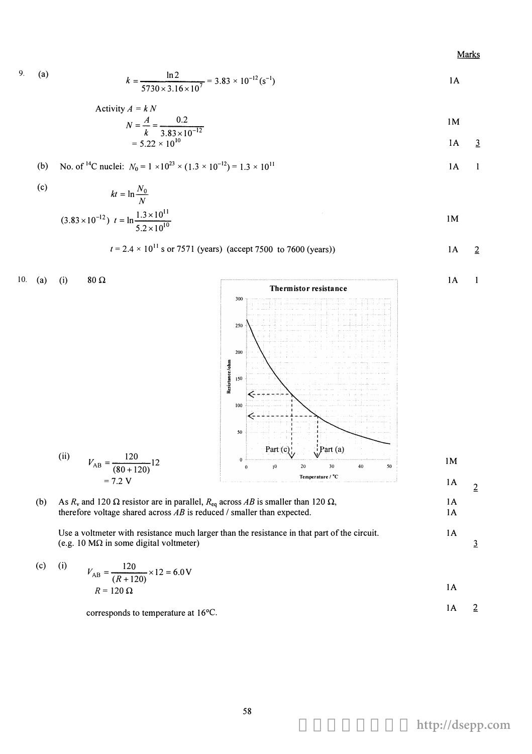Marks

9. (a)

$$k = \frac{\ln 2}{5730 \times 3.16 \times 10^{7}} = 3.83 \times 10^{-12} \text{ (s}^{-1}\text{)}$$ 1A

Activity $A = kN$

$$N = \frac{A}{k} = \frac{0.2}{3.83 \times 10^{-12}}$$ 1M

$$= 5.22 \times 10^{10}$$ 1A 3

(b) No. of $^{14}$C nuclei: $N_0 = 1 \times 10^{23} \times (1.3 \times 10^{-12}) = 1.3 \times 10^{11}$ 1A 1

(c)

$$kt = \ln \frac{N_0}{N}$$

$$(3.83 \times 10^{-12})\ t = \ln \frac{1.3 \times 10^{11}}{5.2 \times 10^{10}}$$ 1M

$t = 2.4 \times 10^{11}$ s or 7571 (years) (accept 7500 to 7600 (years)) 1A 2

10. (a) (i) 80 Ω 1A 1

Thermistor resistance

Resistance/ohm

Temperature / °C

0 10 20 30 40 50

0 50 100 150 200 250 300

Part (c)

Part (a)

(ii)

$$V_{AB} = \frac{120}{(80 + 120)} 12$$ 1M

$$= 7.2 \text{ V}$$ 1A 2

(b) As $R_v$ and 120 Ω resistor are in parallel, $R_{eq}$ across $AB$ is smaller than 120 Ω, 1A
therefore voltage shared across $AB$ is reduced / smaller than expected. 1A

Use a voltmeter with resistance much larger than the resistance in that part of the circuit. 1A
(e.g. 10 MΩ in some digital voltmeter) 3

(c) (i)

$$V_{AB} = \frac{120}{(R + 120)} \times 12 = 6.0 \text{ V}$$

$R = 120$ Ω 1A

corresponds to temperature at 16°C. 1A 2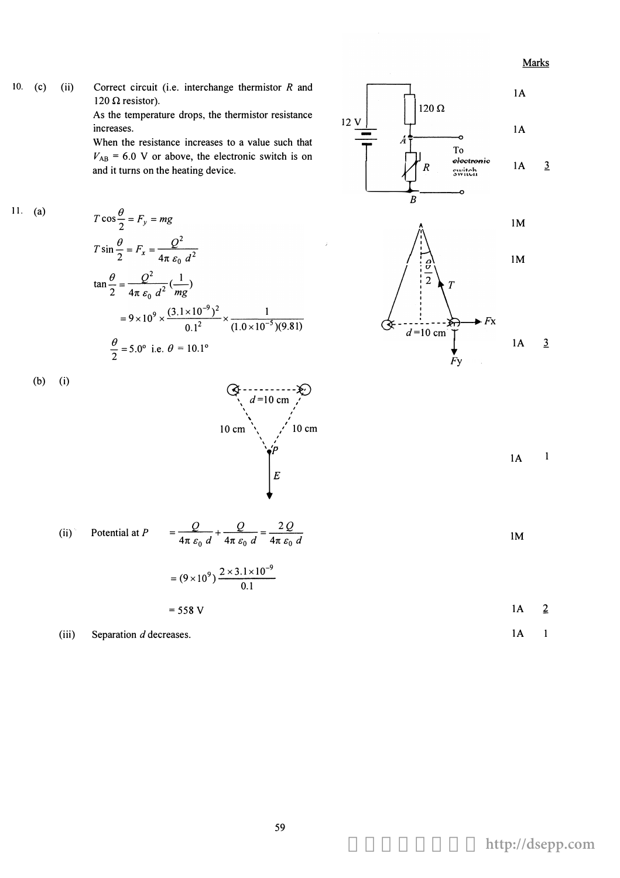Marks

10. (c) (ii) Correct circuit (i.e. interchange thermistor $R$ and $120\ \Omega$ resistor). — 1A

As the temperature drops, the thermistor resistance increases. — 1A

When the resistance increases to a value such that $V_{AB} = 6.0$ V or above, the electronic switch is on and it turns on the heating device. — 1A — 3

12 V

120 Ω

A

R

B

To electronic switch

11. (a)

$$T\cos\frac{\theta}{2} = F_y = mg$$ — 1M

$$T\sin\frac{\theta}{2} = F_x = \frac{Q^2}{4\pi\,\varepsilon_0\, d^2}$$ — 1M

$$\tan\frac{\theta}{2} = \frac{Q^2}{4\pi\,\varepsilon_0\, d^2}\left(\frac{1}{mg}\right)$$

$$= 9\times10^9 \times \frac{(3.1\times10^{-9})^2}{0.1^2} \times \frac{1}{(1.0\times10^{-5})(9.81)}$$

$$\frac{\theta}{2} = 5.0^\circ \text{ i.e. } \theta = 10.1^\circ$$ — 1A — 3

$\frac{\theta}{2}$

T

Fx

d = 10 cm

Fy

(b) (i)

d = 10 cm

10 cm

10 cm

P

E

— 1A — 1

(ii) Potential at $P$

$$= \frac{Q}{4\pi\,\varepsilon_0\, d} + \frac{Q}{4\pi\,\varepsilon_0\, d} = \frac{2Q}{4\pi\,\varepsilon_0\, d}$$ — 1M

$$= (9\times10^9)\,\frac{2\times3.1\times10^{-9}}{0.1}$$

$$= 558 \text{ V}$$ — 1A — 2

(iii) Separation $d$ decreases. — 1A — 1